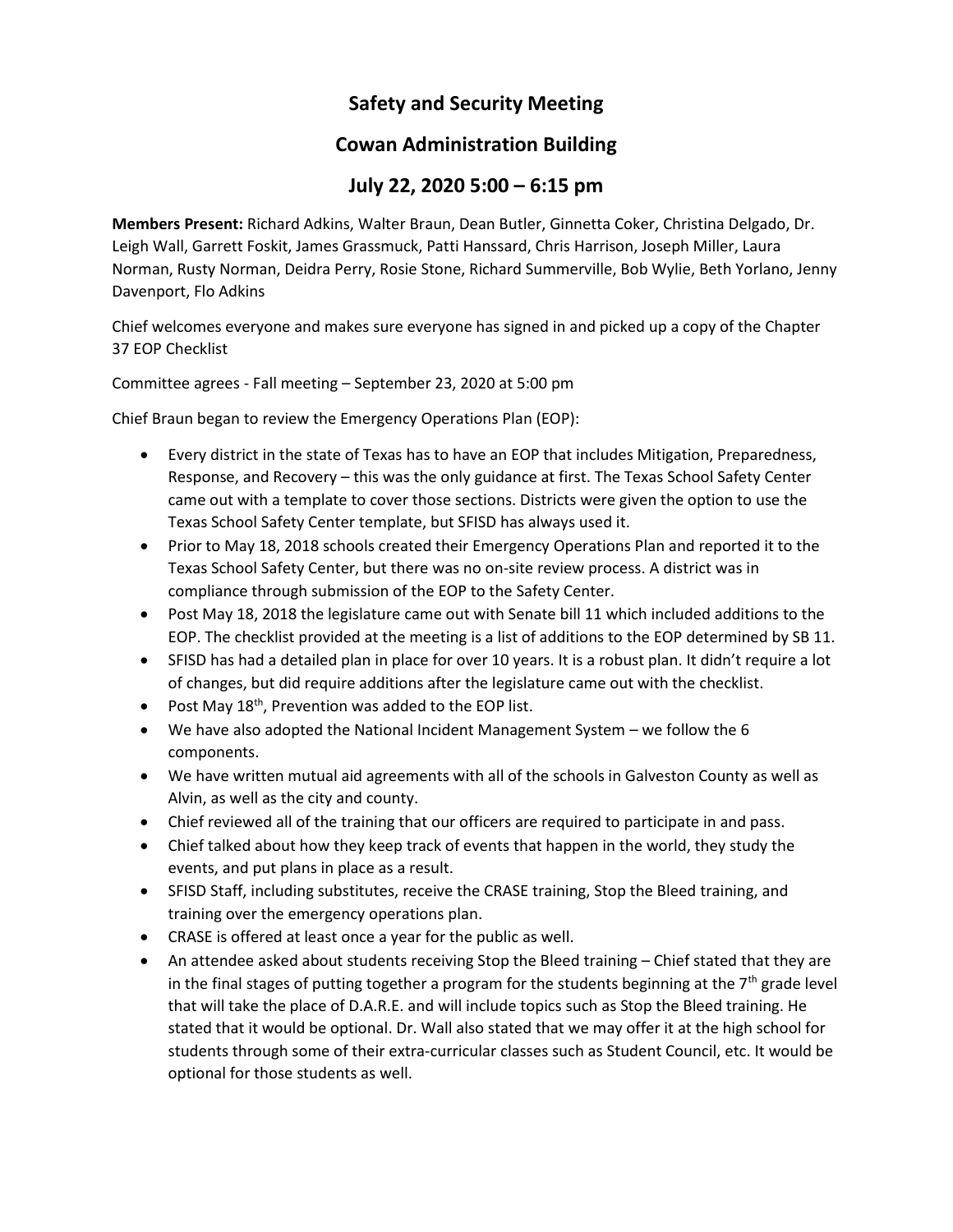# Safety and Security Meeting

# Cowan Administration Building

# July 22, 2020 5:00 – 6:15 pm

**Members Present:** Richard Adkins, Walter Braun, Dean Butler, Ginnetta Coker, Christina Delgado, Dr. Leigh Wall, Garrett Foskit, James Grassmuck, Patti Hanssard, Chris Harrison, Joseph Miller, Laura Norman, Rusty Norman, Deidra Perry, Rosie Stone, Richard Summerville, Bob Wylie, Beth Yorlano, Jenny Davenport, Flo Adkins

Chief welcomes everyone and makes sure everyone has signed in and picked up a copy of the Chapter 37 EOP Checklist

Committee agrees - Fall meeting – September 23, 2020 at 5:00 pm

Chief Braun began to review the Emergency Operations Plan (EOP):

- Every district in the state of Texas has to have an EOP that includes Mitigation, Preparedness, Response, and Recovery – this was the only guidance at first. The Texas School Safety Center came out with a template to cover those sections. Districts were given the option to use the Texas School Safety Center template, but SFISD has always used it.
- Prior to May 18, 2018 schools created their Emergency Operations Plan and reported it to the Texas School Safety Center, but there was no on-site review process. A district was in compliance through submission of the EOP to the Safety Center.
- Post May 18, 2018 the legislature came out with Senate bill 11 which included additions to the EOP. The checklist provided at the meeting is a list of additions to the EOP determined by SB 11.
- SFISD has had a detailed plan in place for over 10 years. It is a robust plan. It didn't require a lot of changes, but did require additions after the legislature came out with the checklist.
- Post May 18th, Prevention was added to the EOP list.
- We have also adopted the National Incident Management System – we follow the 6 components.
- We have written mutual aid agreements with all of the schools in Galveston County as well as Alvin, as well as the city and county.
- Chief reviewed all of the training that our officers are required to participate in and pass.
- Chief talked about how they keep track of events that happen in the world, they study the events, and put plans in place as a result.
- SFISD Staff, including substitutes, receive the CRASE training, Stop the Bleed training, and training over the emergency operations plan.
- CRASE is offered at least once a year for the public as well.
- An attendee asked about students receiving Stop the Bleed training – Chief stated that they are in the final stages of putting together a program for the students beginning at the 7th grade level that will take the place of D.A.R.E. and will include topics such as Stop the Bleed training. He stated that it would be optional. Dr. Wall also stated that we may offer it at the high school for students through some of their extra-curricular classes such as Student Council, etc. It would be optional for those students as well.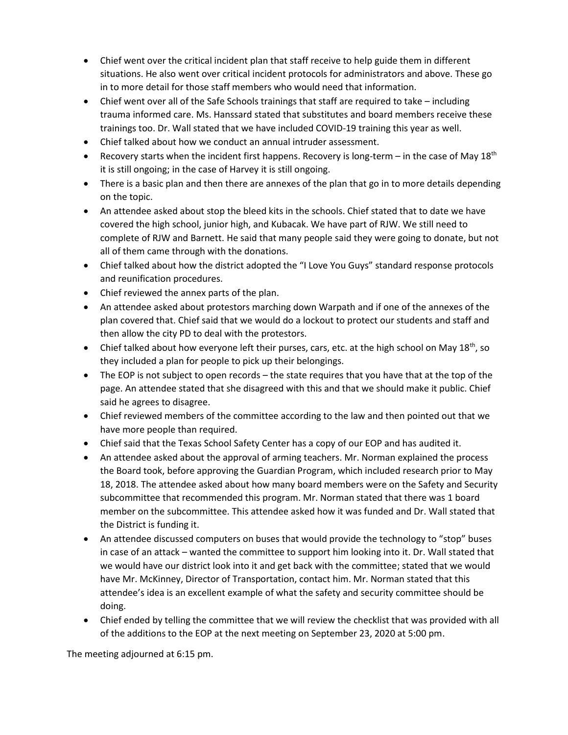- Chief went over the critical incident plan that staff receive to help guide them in different situations. He also went over critical incident protocols for administrators and above. These go in to more detail for those staff members who would need that information.
- Chief went over all of the Safe Schools trainings that staff are required to take – including trauma informed care. Ms. Hanssard stated that substitutes and board members receive these trainings too. Dr. Wall stated that we have included COVID-19 training this year as well.
- Chief talked about how we conduct an annual intruder assessment.
- Recovery starts when the incident first happens. Recovery is long-term – in the case of May 18th it is still ongoing; in the case of Harvey it is still ongoing.
- There is a basic plan and then there are annexes of the plan that go in to more details depending on the topic.
- An attendee asked about stop the bleed kits in the schools. Chief stated that to date we have covered the high school, junior high, and Kubacak. We have part of RJW. We still need to complete of RJW and Barnett. He said that many people said they were going to donate, but not all of them came through with the donations.
- Chief talked about how the district adopted the "I Love You Guys" standard response protocols and reunification procedures.
- Chief reviewed the annex parts of the plan.
- An attendee asked about protestors marching down Warpath and if one of the annexes of the plan covered that. Chief said that we would do a lockout to protect our students and staff and then allow the city PD to deal with the protestors.
- Chief talked about how everyone left their purses, cars, etc. at the high school on May 18th, so they included a plan for people to pick up their belongings.
- The EOP is not subject to open records – the state requires that you have that at the top of the page. An attendee stated that she disagreed with this and that we should make it public. Chief said he agrees to disagree.
- Chief reviewed members of the committee according to the law and then pointed out that we have more people than required.
- Chief said that the Texas School Safety Center has a copy of our EOP and has audited it.
- An attendee asked about the approval of arming teachers. Mr. Norman explained the process the Board took, before approving the Guardian Program, which included research prior to May 18, 2018. The attendee asked about how many board members were on the Safety and Security subcommittee that recommended this program. Mr. Norman stated that there was 1 board member on the subcommittee. This attendee asked how it was funded and Dr. Wall stated that the District is funding it.
- An attendee discussed computers on buses that would provide the technology to "stop" buses in case of an attack – wanted the committee to support him looking into it. Dr. Wall stated that we would have our district look into it and get back with the committee; stated that we would have Mr. McKinney, Director of Transportation, contact him. Mr. Norman stated that this attendee's idea is an excellent example of what the safety and security committee should be doing.
- Chief ended by telling the committee that we will review the checklist that was provided with all of the additions to the EOP at the next meeting on September 23, 2020 at 5:00 pm.

The meeting adjourned at 6:15 pm.